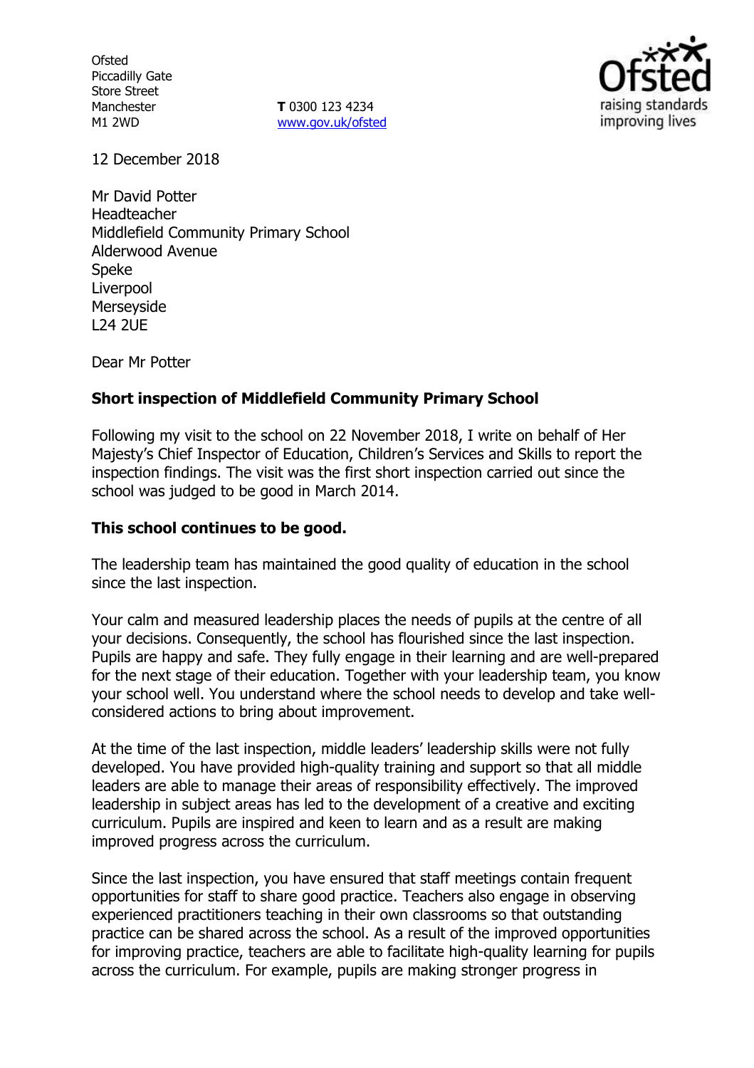Ofsted
Piccadilly Gate
Store Street
Manchester
M1 2WD

**T** 0300 123 4234
www.gov.uk/ofsted

12 December 2018

Mr David Potter
Headteacher
Middlefield Community Primary School
Alderwood Avenue
Speke
Liverpool
Merseyside
L24 2UE

Dear Mr Potter

**Short inspection of Middlefield Community Primary School**

Following my visit to the school on 22 November 2018, I write on behalf of Her Majesty's Chief Inspector of Education, Children's Services and Skills to report the inspection findings. The visit was the first short inspection carried out since the school was judged to be good in March 2014.

**This school continues to be good.**

The leadership team has maintained the good quality of education in the school since the last inspection.

Your calm and measured leadership places the needs of pupils at the centre of all your decisions. Consequently, the school has flourished since the last inspection. Pupils are happy and safe. They fully engage in their learning and are well-prepared for the next stage of their education. Together with your leadership team, you know your school well. You understand where the school needs to develop and take well-considered actions to bring about improvement.

At the time of the last inspection, middle leaders' leadership skills were not fully developed. You have provided high-quality training and support so that all middle leaders are able to manage their areas of responsibility effectively. The improved leadership in subject areas has led to the development of a creative and exciting curriculum. Pupils are inspired and keen to learn and as a result are making improved progress across the curriculum.

Since the last inspection, you have ensured that staff meetings contain frequent opportunities for staff to share good practice. Teachers also engage in observing experienced practitioners teaching in their own classrooms so that outstanding practice can be shared across the school. As a result of the improved opportunities for improving practice, teachers are able to facilitate high-quality learning for pupils across the curriculum. For example, pupils are making stronger progress in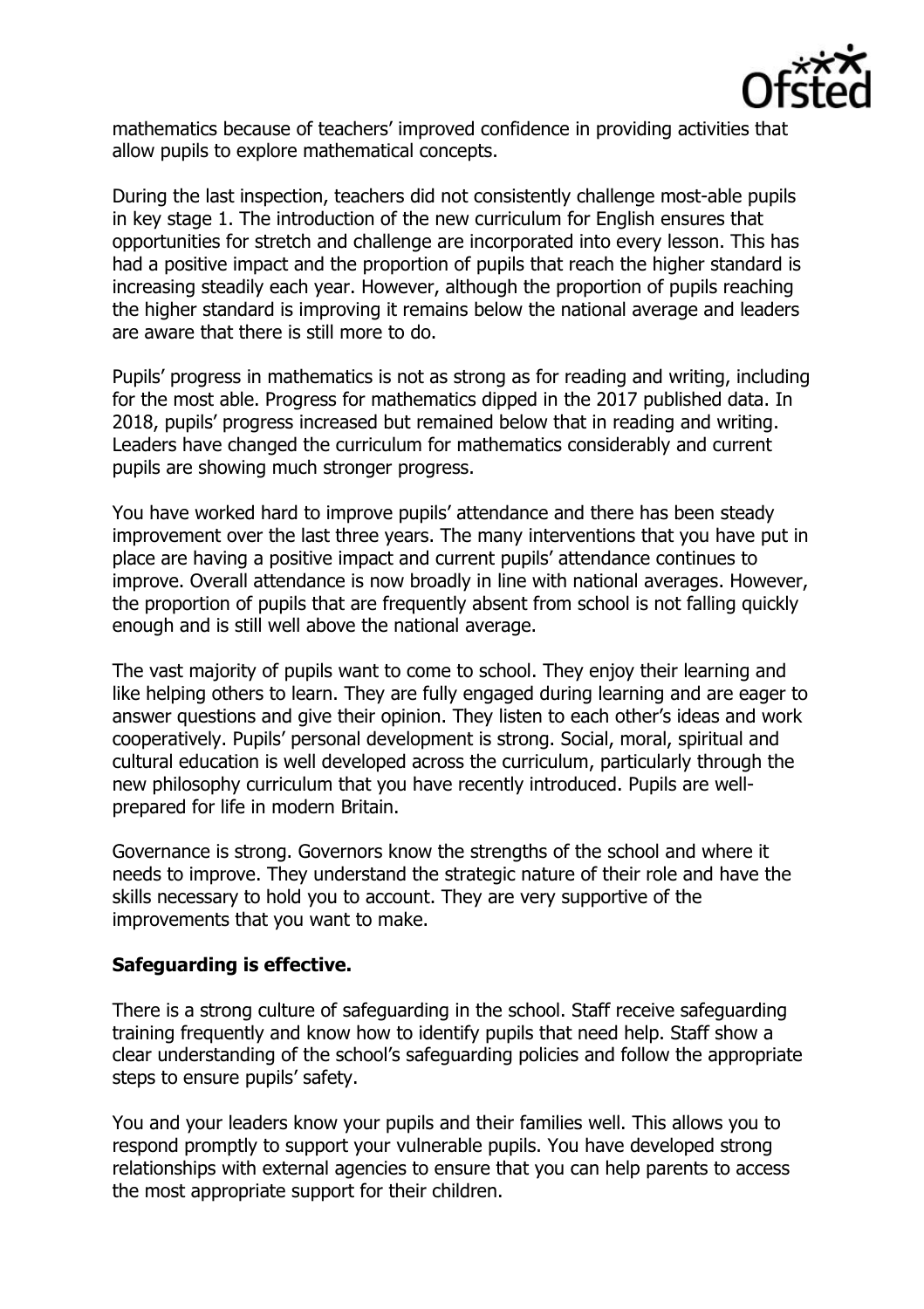mathematics because of teachers' improved confidence in providing activities that allow pupils to explore mathematical concepts.

During the last inspection, teachers did not consistently challenge most-able pupils in key stage 1. The introduction of the new curriculum for English ensures that opportunities for stretch and challenge are incorporated into every lesson. This has had a positive impact and the proportion of pupils that reach the higher standard is increasing steadily each year. However, although the proportion of pupils reaching the higher standard is improving it remains below the national average and leaders are aware that there is still more to do.

Pupils' progress in mathematics is not as strong as for reading and writing, including for the most able. Progress for mathematics dipped in the 2017 published data. In 2018, pupils' progress increased but remained below that in reading and writing. Leaders have changed the curriculum for mathematics considerably and current pupils are showing much stronger progress.

You have worked hard to improve pupils' attendance and there has been steady improvement over the last three years. The many interventions that you have put in place are having a positive impact and current pupils' attendance continues to improve. Overall attendance is now broadly in line with national averages. However, the proportion of pupils that are frequently absent from school is not falling quickly enough and is still well above the national average.

The vast majority of pupils want to come to school. They enjoy their learning and like helping others to learn. They are fully engaged during learning and are eager to answer questions and give their opinion. They listen to each other's ideas and work cooperatively. Pupils' personal development is strong. Social, moral, spiritual and cultural education is well developed across the curriculum, particularly through the new philosophy curriculum that you have recently introduced. Pupils are well-prepared for life in modern Britain.

Governance is strong. Governors know the strengths of the school and where it needs to improve. They understand the strategic nature of their role and have the skills necessary to hold you to account. They are very supportive of the improvements that you want to make.

**Safeguarding is effective.**

There is a strong culture of safeguarding in the school. Staff receive safeguarding training frequently and know how to identify pupils that need help. Staff show a clear understanding of the school's safeguarding policies and follow the appropriate steps to ensure pupils' safety.

You and your leaders know your pupils and their families well. This allows you to respond promptly to support your vulnerable pupils. You have developed strong relationships with external agencies to ensure that you can help parents to access the most appropriate support for their children.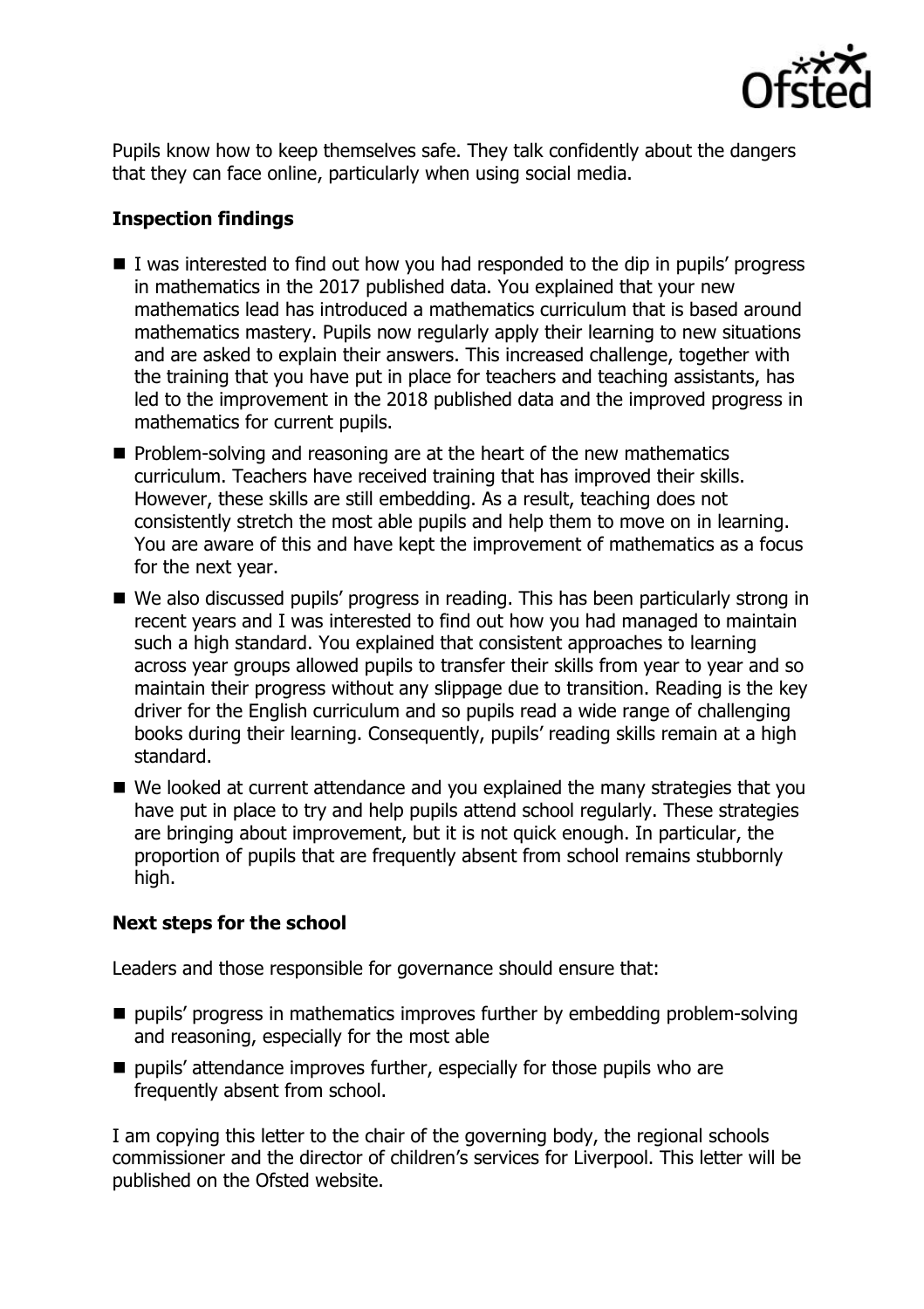Pupils know how to keep themselves safe. They talk confidently about the dangers that they can face online, particularly when using social media.

### Inspection findings

- I was interested to find out how you had responded to the dip in pupils' progress in mathematics in the 2017 published data. You explained that your new mathematics lead has introduced a mathematics curriculum that is based around mathematics mastery. Pupils now regularly apply their learning to new situations and are asked to explain their answers. This increased challenge, together with the training that you have put in place for teachers and teaching assistants, has led to the improvement in the 2018 published data and the improved progress in mathematics for current pupils.
- Problem-solving and reasoning are at the heart of the new mathematics curriculum. Teachers have received training that has improved their skills. However, these skills are still embedding. As a result, teaching does not consistently stretch the most able pupils and help them to move on in learning. You are aware of this and have kept the improvement of mathematics as a focus for the next year.
- We also discussed pupils' progress in reading. This has been particularly strong in recent years and I was interested to find out how you had managed to maintain such a high standard. You explained that consistent approaches to learning across year groups allowed pupils to transfer their skills from year to year and so maintain their progress without any slippage due to transition. Reading is the key driver for the English curriculum and so pupils read a wide range of challenging books during their learning. Consequently, pupils' reading skills remain at a high standard.
- We looked at current attendance and you explained the many strategies that you have put in place to try and help pupils attend school regularly. These strategies are bringing about improvement, but it is not quick enough. In particular, the proportion of pupils that are frequently absent from school remains stubbornly high.

### Next steps for the school

Leaders and those responsible for governance should ensure that:

- pupils' progress in mathematics improves further by embedding problem-solving and reasoning, especially for the most able
- pupils' attendance improves further, especially for those pupils who are frequently absent from school.

I am copying this letter to the chair of the governing body, the regional schools commissioner and the director of children's services for Liverpool. This letter will be published on the Ofsted website.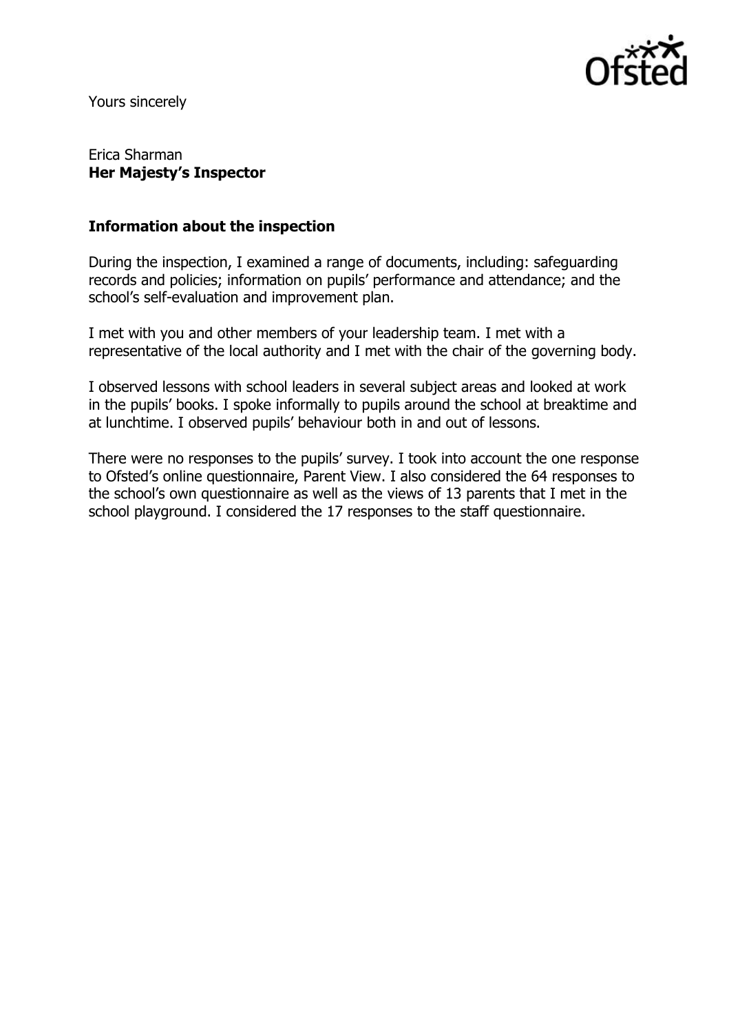Yours sincerely

Erica Sharman
**Her Majesty's Inspector**

## Information about the inspection

During the inspection, I examined a range of documents, including: safeguarding records and policies; information on pupils' performance and attendance; and the school's self-evaluation and improvement plan.

I met with you and other members of your leadership team. I met with a representative of the local authority and I met with the chair of the governing body.

I observed lessons with school leaders in several subject areas and looked at work in the pupils' books. I spoke informally to pupils around the school at breaktime and at lunchtime. I observed pupils' behaviour both in and out of lessons.

There were no responses to the pupils' survey. I took into account the one response to Ofsted's online questionnaire, Parent View. I also considered the 64 responses to the school's own questionnaire as well as the views of 13 parents that I met in the school playground. I considered the 17 responses to the staff questionnaire.